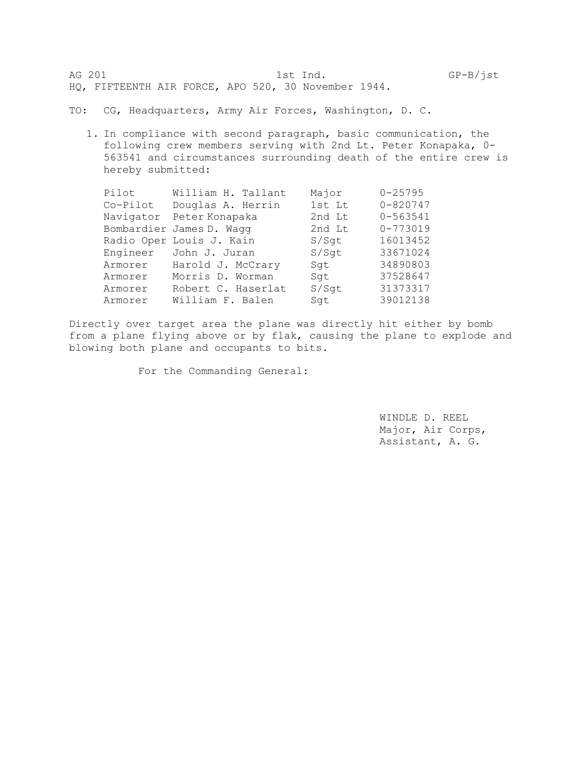AG 201 1st Ind. GP-B/jst

HQ, FIFTEENTH AIR FORCE, APO 520, 30 November 1944.

TO: CG, Headquarters, Army Air Forces, Washington, D. C.

1. In compliance with second paragraph, basic communication, the following crew members serving with 2nd Lt. Peter Konapaka, 0-563541 and circumstances surrounding death of the entire crew is hereby submitted:

| | | | |
|---|---|---|---|
| Pilot | William H. Tallant | Major | 0-25795 |
| Co-Pilot | Douglas A. Herrin | 1st Lt | 0-820747 |
| Navigator | Peter Konapaka | 2nd Lt | 0-563541 |
| Bombardier | James D. Wagg | 2nd Lt | 0-773019 |
| Radio Oper | Louis J. Kain | S/Sgt | 16013452 |
| Engineer | John J. Juran | S/Sgt | 33671024 |
| Armorer | Harold J. McCrary | Sgt | 34890803 |
| Armorer | Morris D. Worman | Sgt | 37528647 |
| Armorer | Robert C. Haserlat | S/Sgt | 31373317 |
| Armorer | William F. Balen | Sgt | 39012138 |

Directly over target area the plane was directly hit either by bomb from a plane flying above or by flak, causing the plane to explode and blowing both plane and occupants to bits.

For the Commanding General:

WINDLE D. REEL
Major, Air Corps,
Assistant, A. G.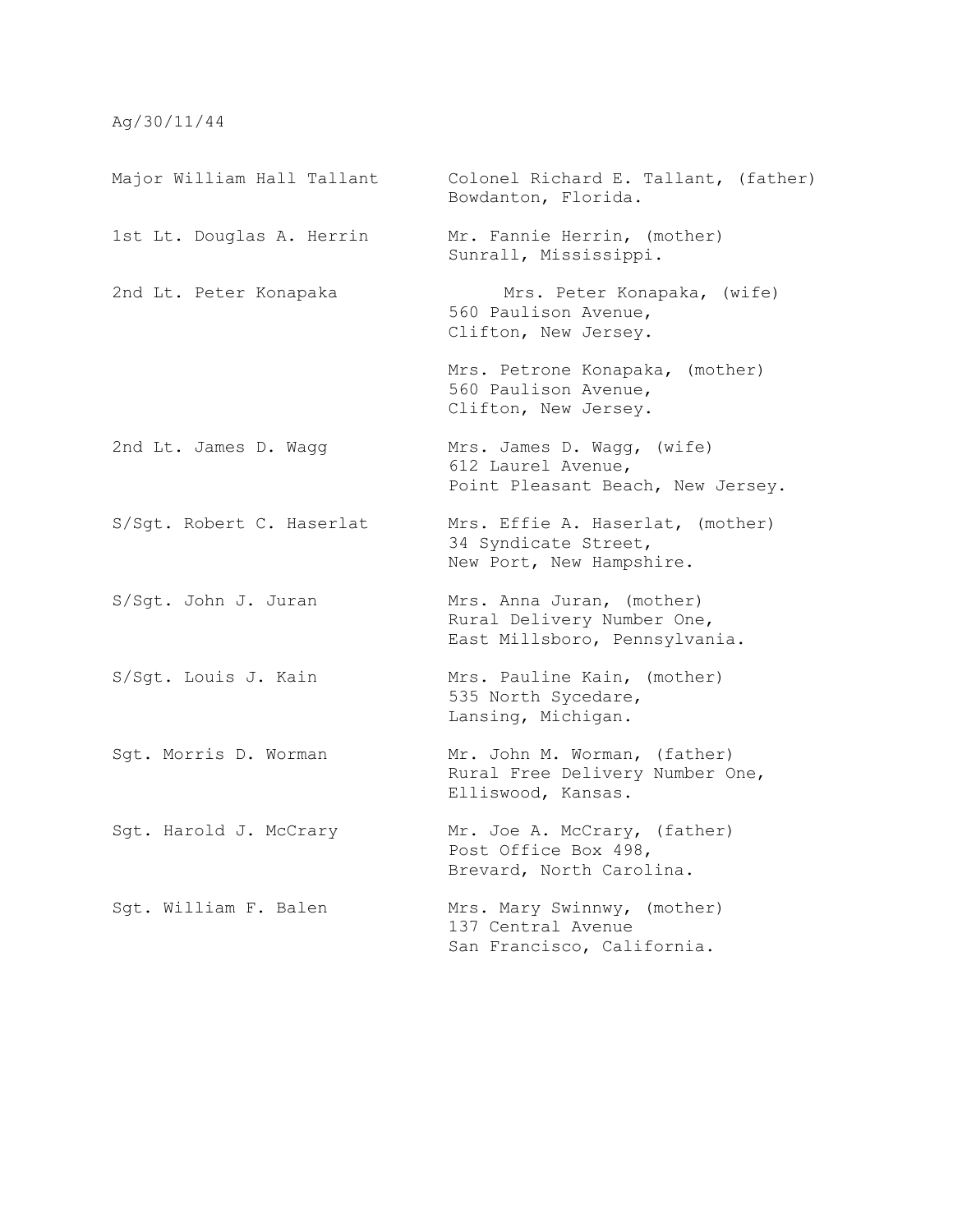Ag/30/11/44

| | |
|---|---|
| Major William Hall Tallant | Colonel Richard E. Tallant, (father)<br>Bowdanton, Florida. |
| 1st Lt. Douglas A. Herrin | Mr. Fannie Herrin, (mother)<br>Sunrall, Mississippi. |
| 2nd Lt. Peter Konapaka | Mrs. Peter Konapaka, (wife)<br>560 Paulison Avenue,<br>Clifton, New Jersey.<br><br>Mrs. Petrone Konapaka, (mother)<br>560 Paulison Avenue,<br>Clifton, New Jersey. |
| 2nd Lt. James D. Wagg | Mrs. James D. Wagg, (wife)<br>612 Laurel Avenue,<br>Point Pleasant Beach, New Jersey. |
| S/Sgt. Robert C. Haserlat | Mrs. Effie A. Haserlat, (mother)<br>34 Syndicate Street,<br>New Port, New Hampshire. |
| S/Sgt. John J. Juran | Mrs. Anna Juran, (mother)<br>Rural Delivery Number One,<br>East Millsboro, Pennsylvania. |
| S/Sgt. Louis J. Kain | Mrs. Pauline Kain, (mother)<br>535 North Sycedare,<br>Lansing, Michigan. |
| Sgt. Morris D. Worman | Mr. John M. Worman, (father)<br>Rural Free Delivery Number One,<br>Elliswood, Kansas. |
| Sgt. Harold J. McCrary | Mr. Joe A. McCrary, (father)<br>Post Office Box 498,<br>Brevard, North Carolina. |
| Sgt. William F. Balen | Mrs. Mary Swinnwy, (mother)<br>137 Central Avenue<br>San Francisco, California. |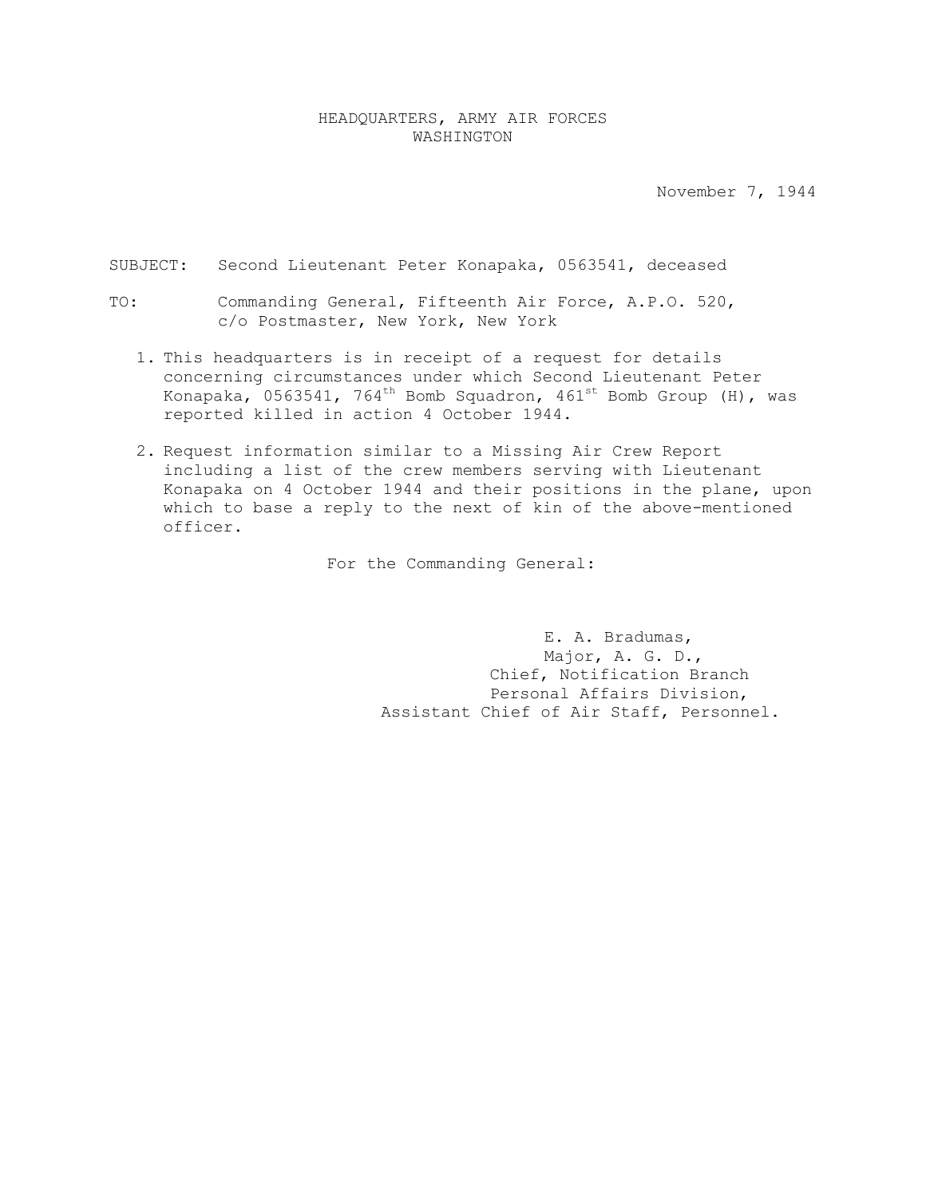HEADQUARTERS, ARMY AIR FORCES
WASHINGTON

November 7, 1944

SUBJECT: Second Lieutenant Peter Konapaka, 0563541, deceased

TO: Commanding General, Fifteenth Air Force, A.P.O. 520, c/o Postmaster, New York, New York

1. This headquarters is in receipt of a request for details concerning circumstances under which Second Lieutenant Peter Konapaka, 0563541, 764th Bomb Squadron, 461st Bomb Group (H), was reported killed in action 4 October 1944.

2. Request information similar to a Missing Air Crew Report including a list of the crew members serving with Lieutenant Konapaka on 4 October 1944 and their positions in the plane, upon which to base a reply to the next of kin of the above-mentioned officer.

For the Commanding General:

E. A. Bradumas,
Major, A. G. D.,
Chief, Notification Branch
Personal Affairs Division,
Assistant Chief of Air Staff, Personnel.